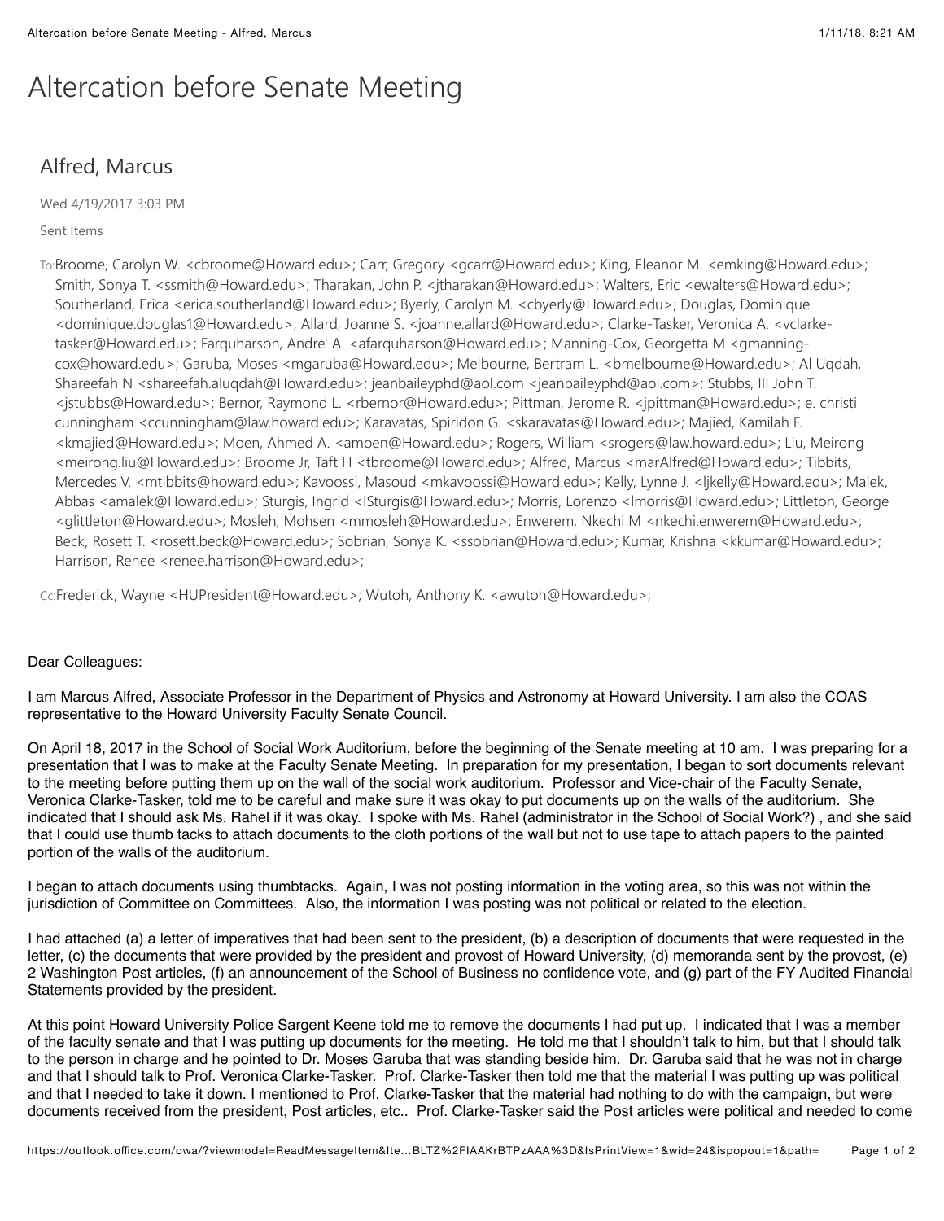# Altercation before Senate Meeting

## Alfred, Marcus

Wed 4/19/2017 3:03 PM

Sent Items

To: Broome, Carolyn W. <cbroome@Howard.edu>; Carr, Gregory <gcarr@Howard.edu>; King, Eleanor M. <emking@Howard.edu>; Smith, Sonya T. <ssmith@Howard.edu>; Tharakan, John P. <jtharakan@Howard.edu>; Walters, Eric <ewalters@Howard.edu>; Southerland, Erica <erica.southerland@Howard.edu>; Byerly, Carolyn M. <cbyerly@Howard.edu>; Douglas, Dominique <dominique.douglas1@Howard.edu>; Allard, Joanne S. <joanne.allard@Howard.edu>; Clarke-Tasker, Veronica A. <vclarke-tasker@Howard.edu>; Farquharson, Andre' A. <afarquharson@Howard.edu>; Manning-Cox, Georgetta M <gmanning-cox@howard.edu>; Garuba, Moses <mgaruba@Howard.edu>; Melbourne, Bertram L. <bmelbourne@Howard.edu>; Al Uqdah, Shareefah N <shareefah.aluqdah@Howard.edu>; jeanbaileyphd@aol.com <jeanbaileyphd@aol.com>; Stubbs, III John T. <jstubbs@Howard.edu>; Bernor, Raymond L. <rbernor@Howard.edu>; Pittman, Jerome R. <jpittman@Howard.edu>; e. christi cunningham <ccunningham@law.howard.edu>; Karavatas, Spiridon G. <skaravatas@Howard.edu>; Majied, Kamilah F. <kmajied@Howard.edu>; Moen, Ahmed A. <amoen@Howard.edu>; Rogers, William <srogers@law.howard.edu>; Liu, Meirong <meirong.liu@Howard.edu>; Broome Jr, Taft H <tbroome@Howard.edu>; Alfred, Marcus <marAlfred@Howard.edu>; Tibbits, Mercedes V. <mtibbits@howard.edu>; Kavoossi, Masoud <mkavoossi@Howard.edu>; Kelly, Lynne J. <ljkelly@Howard.edu>; Malek, Abbas <amalek@Howard.edu>; Sturgis, Ingrid <ISturgis@Howard.edu>; Morris, Lorenzo <lmorris@Howard.edu>; Littleton, George <glittleton@Howard.edu>; Mosleh, Mohsen <mmosleh@Howard.edu>; Enwerem, Nkechi M <nkechi.enwerem@Howard.edu>; Beck, Rosett T. <rosett.beck@Howard.edu>; Sobrian, Sonya K. <ssobrian@Howard.edu>; Kumar, Krishna <kkumar@Howard.edu>; Harrison, Renee <renee.harrison@Howard.edu>;

Cc: Frederick, Wayne <HUPresident@Howard.edu>; Wutoh, Anthony K. <awutoh@Howard.edu>;

Dear Colleagues:

I am Marcus Alfred, Associate Professor in the Department of Physics and Astronomy at Howard University. I am also the COAS representative to the Howard University Faculty Senate Council.

On April 18, 2017 in the School of Social Work Auditorium, before the beginning of the Senate meeting at 10 am. I was preparing for a presentation that I was to make at the Faculty Senate Meeting. In preparation for my presentation, I began to sort documents relevant to the meeting before putting them up on the wall of the social work auditorium. Professor and Vice-chair of the Faculty Senate, Veronica Clarke-Tasker, told me to be careful and make sure it was okay to put documents up on the walls of the auditorium. She indicated that I should ask Ms. Rahel if it was okay. I spoke with Ms. Rahel (administrator in the School of Social Work?) , and she said that I could use thumb tacks to attach documents to the cloth portions of the wall but not to use tape to attach papers to the painted portion of the walls of the auditorium.

I began to attach documents using thumbtacks. Again, I was not posting information in the voting area, so this was not within the jurisdiction of Committee on Committees. Also, the information I was posting was not political or related to the election.

I had attached (a) a letter of imperatives that had been sent to the president, (b) a description of documents that were requested in the letter, (c) the documents that were provided by the president and provost of Howard University, (d) memoranda sent by the provost, (e) 2 Washington Post articles, (f) an announcement of the School of Business no confidence vote, and (g) part of the FY Audited Financial Statements provided by the president.

At this point Howard University Police Sargent Keene told me to remove the documents I had put up. I indicated that I was a member of the faculty senate and that I was putting up documents for the meeting. He told me that I shouldn't talk to him, but that I should talk to the person in charge and he pointed to Dr. Moses Garuba that was standing beside him. Dr. Garuba said that he was not in charge and that I should talk to Prof. Veronica Clarke-Tasker. Prof. Clarke-Tasker then told me that the material I was putting up was political and that I needed to take it down. I mentioned to Prof. Clarke-Tasker that the material had nothing to do with the campaign, but were documents received from the president, Post articles, etc.. Prof. Clarke-Tasker said the Post articles were political and needed to come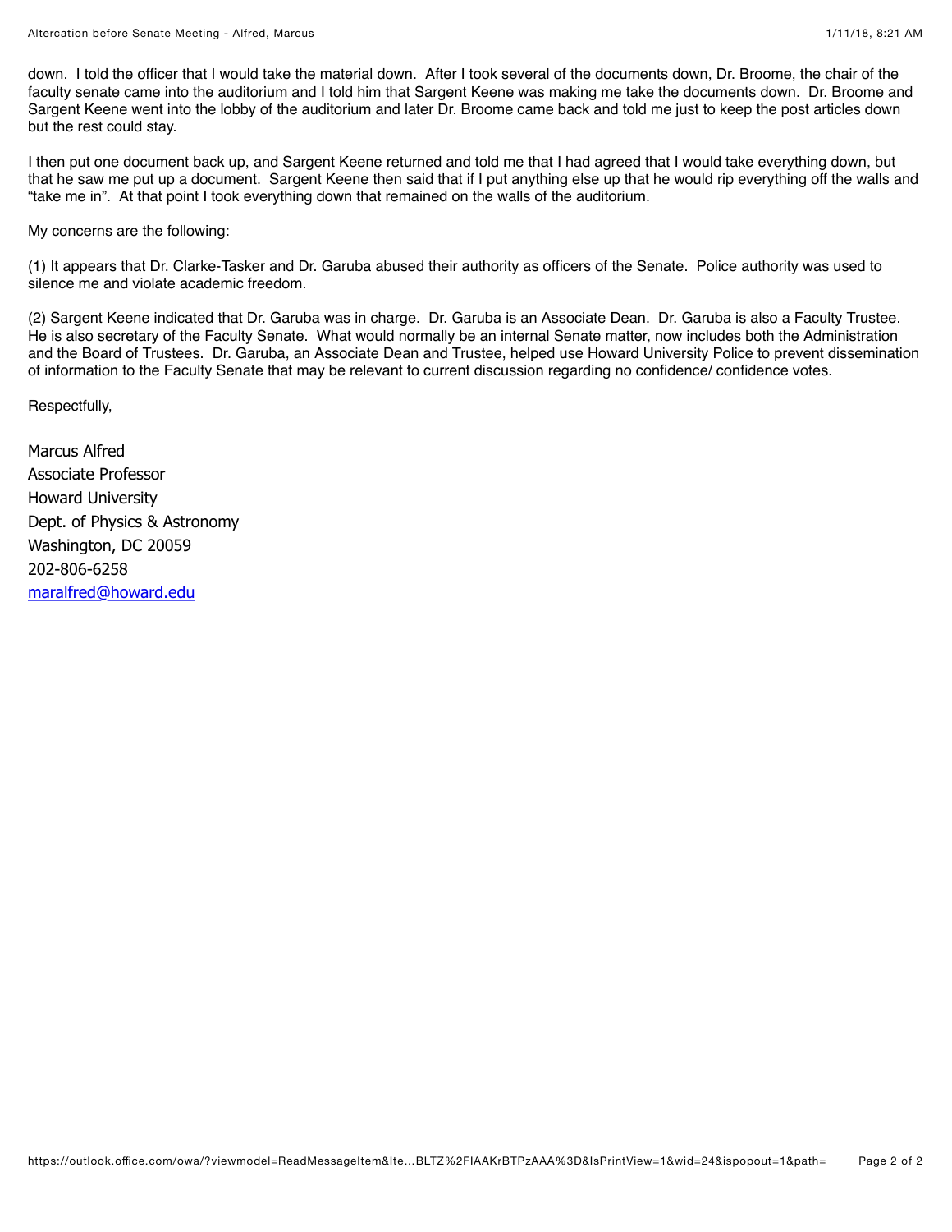down. I told the officer that I would take the material down. After I took several of the documents down, Dr. Broome, the chair of the faculty senate came into the auditorium and I told him that Sargent Keene was making me take the documents down. Dr. Broome and Sargent Keene went into the lobby of the auditorium and later Dr. Broome came back and told me just to keep the post articles down but the rest could stay.

I then put one document back up, and Sargent Keene returned and told me that I had agreed that I would take everything down, but that he saw me put up a document. Sargent Keene then said that if I put anything else up that he would rip everything off the walls and "take me in". At that point I took everything down that remained on the walls of the auditorium.

My concerns are the following:

(1) It appears that Dr. Clarke-Tasker and Dr. Garuba abused their authority as officers of the Senate. Police authority was used to silence me and violate academic freedom.

(2) Sargent Keene indicated that Dr. Garuba was in charge. Dr. Garuba is an Associate Dean. Dr. Garuba is also a Faculty Trustee. He is also secretary of the Faculty Senate. What would normally be an internal Senate matter, now includes both the Administration and the Board of Trustees. Dr. Garuba, an Associate Dean and Trustee, helped use Howard University Police to prevent dissemination of information to the Faculty Senate that may be relevant to current discussion regarding no confidence/ confidence votes.

Respectfully,

Marcus Alfred
Associate Professor
Howard University
Dept. of Physics & Astronomy
Washington, DC 20059
202-806-6258
maralfred@howard.edu